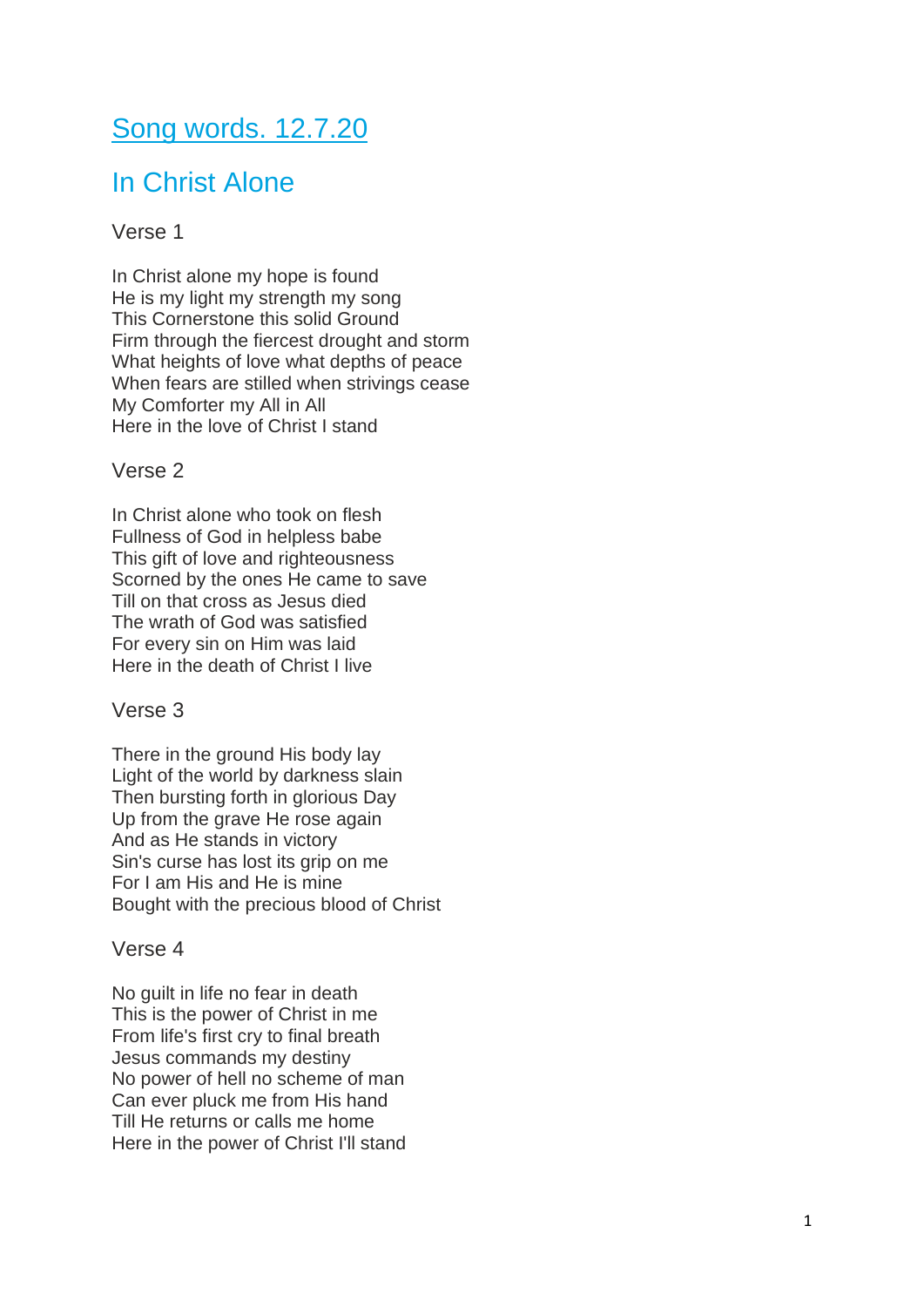# Song words. 12.7.20

## In Christ Alone

### Verse 1

In Christ alone my hope is found
He is my light my strength my song
This Cornerstone this solid Ground
Firm through the fiercest drought and storm
What heights of love what depths of peace
When fears are stilled when strivings cease
My Comforter my All in All
Here in the love of Christ I stand

### Verse 2

In Christ alone who took on flesh
Fullness of God in helpless babe
This gift of love and righteousness
Scorned by the ones He came to save
Till on that cross as Jesus died
The wrath of God was satisfied
For every sin on Him was laid
Here in the death of Christ I live

### Verse 3

There in the ground His body lay
Light of the world by darkness slain
Then bursting forth in glorious Day
Up from the grave He rose again
And as He stands in victory
Sin's curse has lost its grip on me
For I am His and He is mine
Bought with the precious blood of Christ

### Verse 4

No guilt in life no fear in death
This is the power of Christ in me
From life's first cry to final breath
Jesus commands my destiny
No power of hell no scheme of man
Can ever pluck me from His hand
Till He returns or calls me home
Here in the power of Christ I'll stand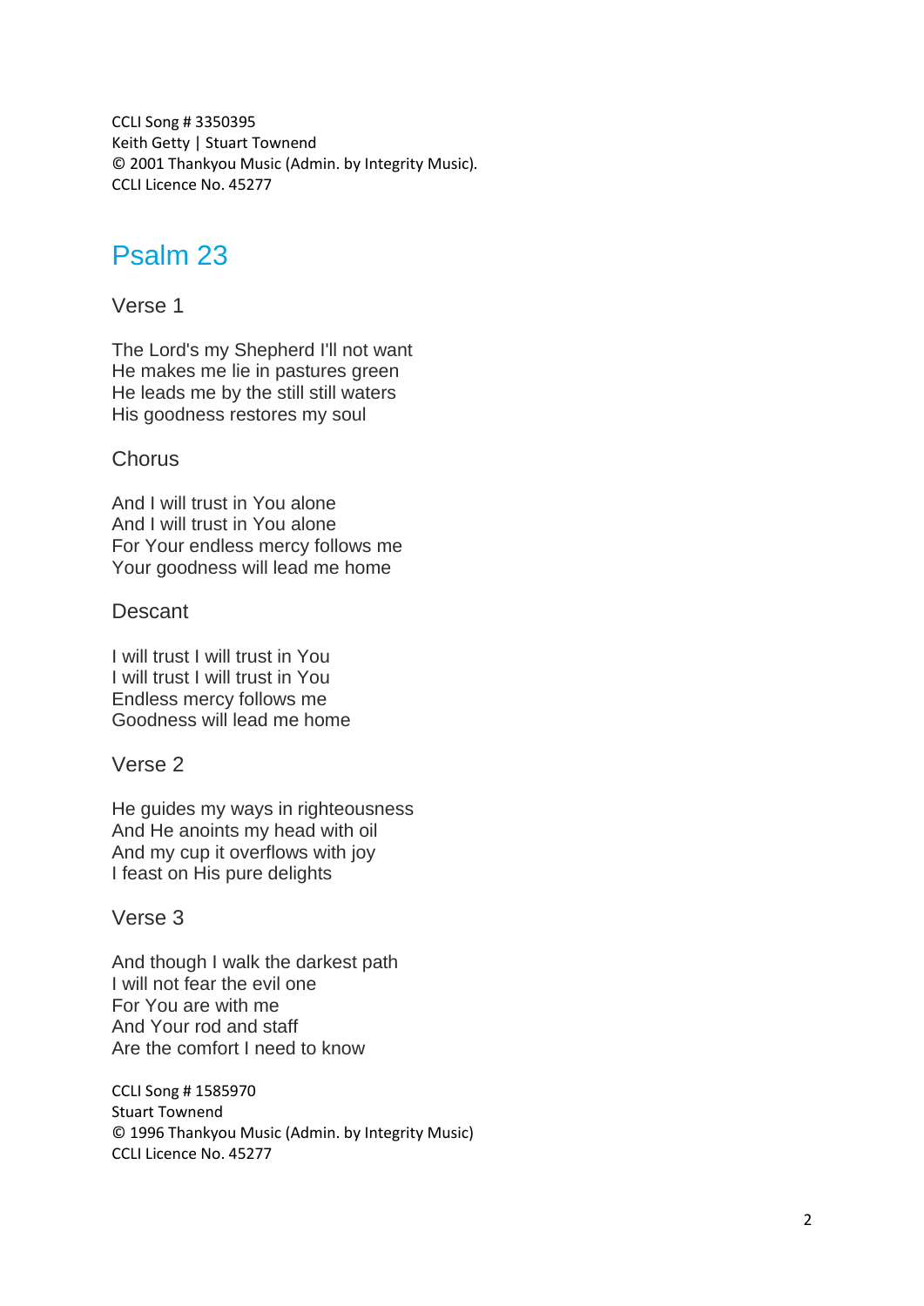CCLI Song # 3350395
Keith Getty | Stuart Townend
© 2001 Thankyou Music (Admin. by Integrity Music).
CCLI Licence No. 45277

## Psalm 23

### Verse 1

The Lord's my Shepherd I'll not want
He makes me lie in pastures green
He leads me by the still still waters
His goodness restores my soul

### Chorus

And I will trust in You alone
And I will trust in You alone
For Your endless mercy follows me
Your goodness will lead me home

### Descant

I will trust I will trust in You
I will trust I will trust in You
Endless mercy follows me
Goodness will lead me home

### Verse 2

He guides my ways in righteousness
And He anoints my head with oil
And my cup it overflows with joy
I feast on His pure delights

### Verse 3

And though I walk the darkest path
I will not fear the evil one
For You are with me
And Your rod and staff
Are the comfort I need to know

CCLI Song # 1585970
Stuart Townend
© 1996 Thankyou Music (Admin. by Integrity Music)
CCLI Licence No. 45277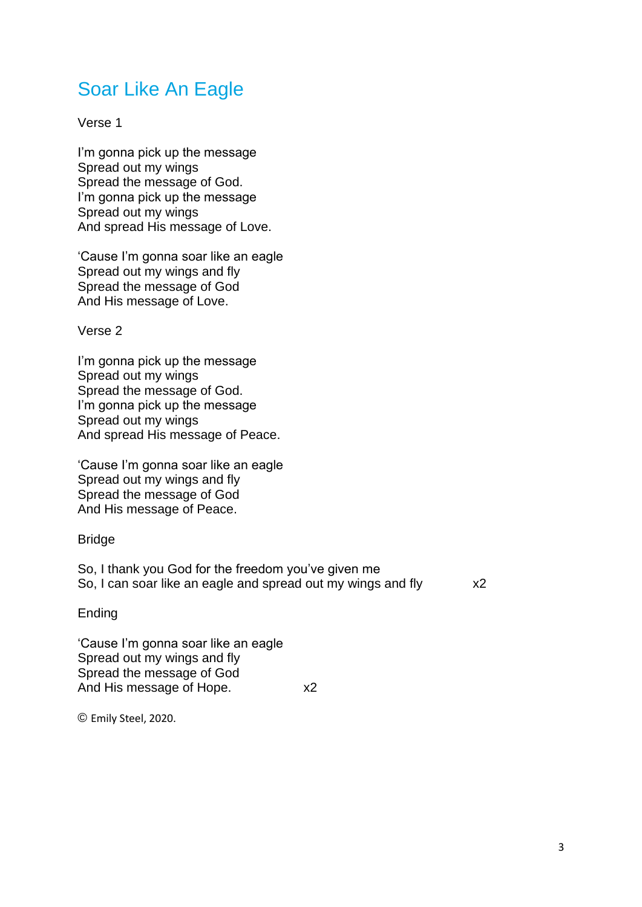# Soar Like An Eagle

Verse 1

I'm gonna pick up the message
Spread out my wings
Spread the message of God.
I'm gonna pick up the message
Spread out my wings
And spread His message of Love.

'Cause I'm gonna soar like an eagle
Spread out my wings and fly
Spread the message of God
And His message of Love.

Verse 2

I'm gonna pick up the message
Spread out my wings
Spread the message of God.
I'm gonna pick up the message
Spread out my wings
And spread His message of Peace.

'Cause I'm gonna soar like an eagle
Spread out my wings and fly
Spread the message of God
And His message of Peace.

Bridge

So, I thank you God for the freedom you've given me
So, I can soar like an eagle and spread out my wings and fly x2

Ending

'Cause I'm gonna soar like an eagle
Spread out my wings and fly
Spread the message of God
And His message of Hope. x2

© Emily Steel, 2020.